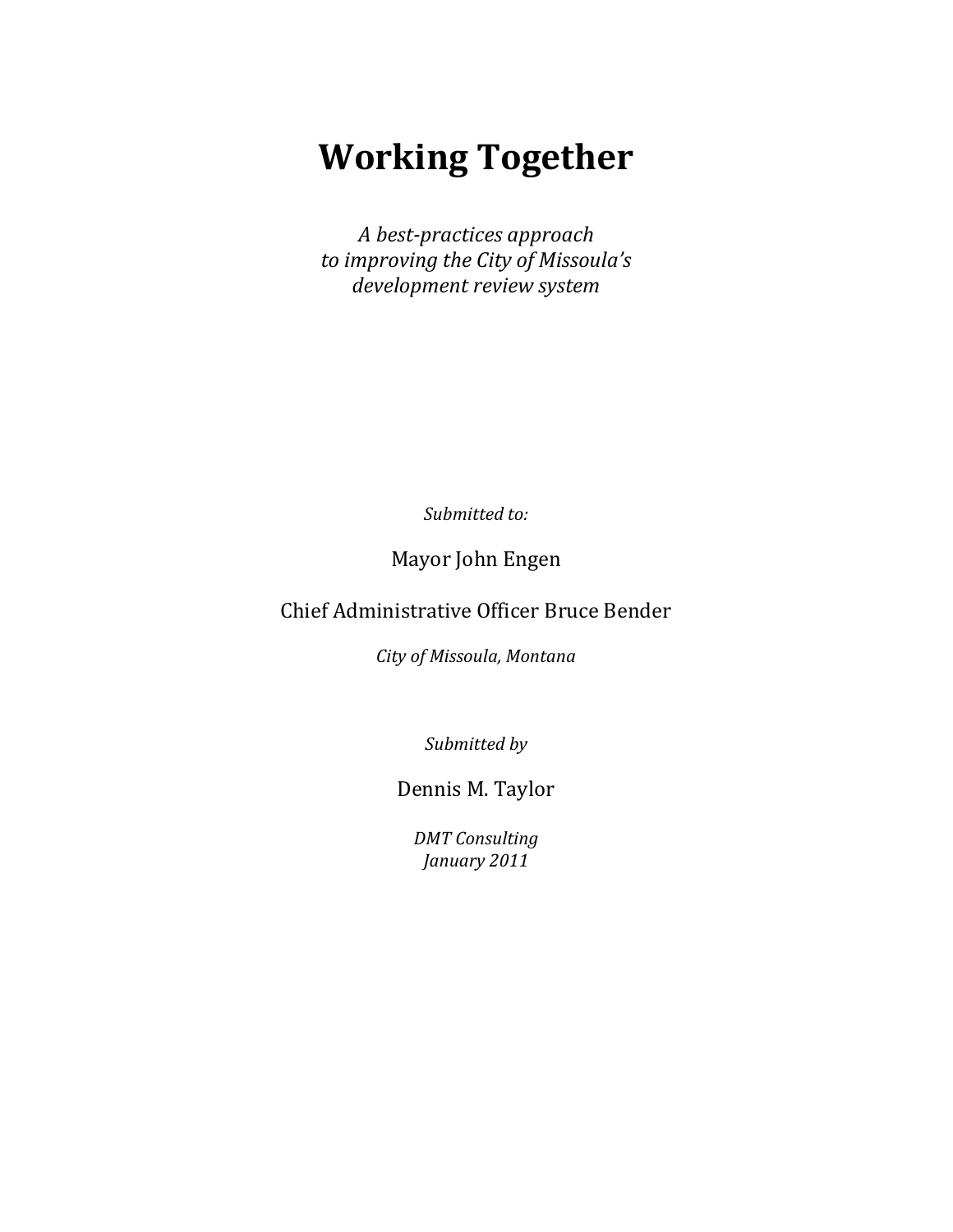# Working Together

*A best-practices approach*
*to improving the City of Missoula's*
*development review system*

*Submitted to:*

Mayor John Engen

Chief Administrative Officer Bruce Bender

*City of Missoula, Montana*

*Submitted by*

Dennis M. Taylor

*DMT Consulting*
*January 2011*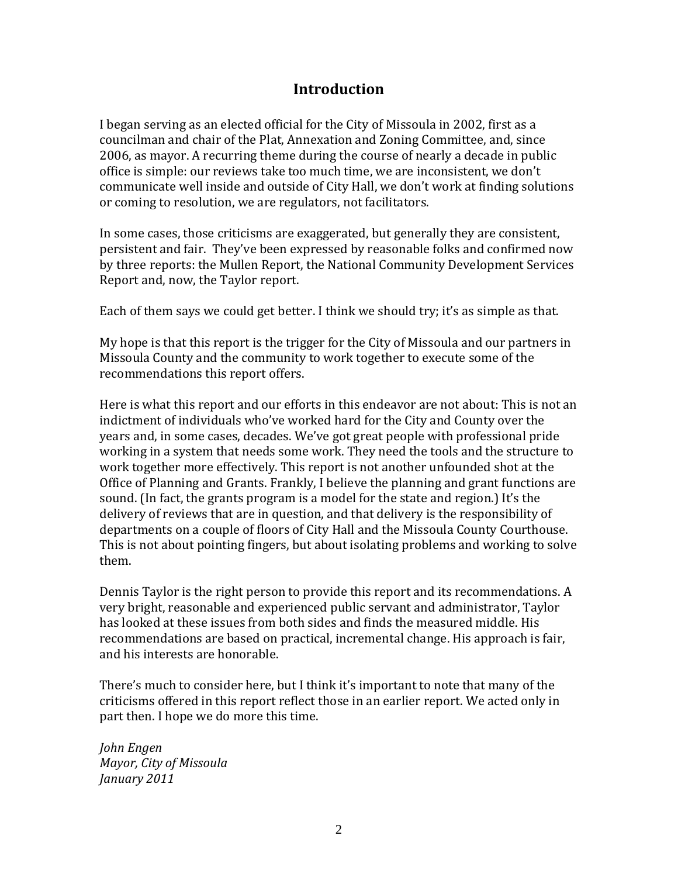# Introduction

I began serving as an elected official for the City of Missoula in 2002, first as a councilman and chair of the Plat, Annexation and Zoning Committee, and, since 2006, as mayor. A recurring theme during the course of nearly a decade in public office is simple: our reviews take too much time, we are inconsistent, we don't communicate well inside and outside of City Hall, we don't work at finding solutions or coming to resolution, we are regulators, not facilitators.

In some cases, those criticisms are exaggerated, but generally they are consistent, persistent and fair. They've been expressed by reasonable folks and confirmed now by three reports: the Mullen Report, the National Community Development Services Report and, now, the Taylor report.

Each of them says we could get better. I think we should try; it's as simple as that.

My hope is that this report is the trigger for the City of Missoula and our partners in Missoula County and the community to work together to execute some of the recommendations this report offers.

Here is what this report and our efforts in this endeavor are not about: This is not an indictment of individuals who've worked hard for the City and County over the years and, in some cases, decades. We've got great people with professional pride working in a system that needs some work. They need the tools and the structure to work together more effectively. This report is not another unfounded shot at the Office of Planning and Grants. Frankly, I believe the planning and grant functions are sound. (In fact, the grants program is a model for the state and region.) It's the delivery of reviews that are in question, and that delivery is the responsibility of departments on a couple of floors of City Hall and the Missoula County Courthouse. This is not about pointing fingers, but about isolating problems and working to solve them.

Dennis Taylor is the right person to provide this report and its recommendations. A very bright, reasonable and experienced public servant and administrator, Taylor has looked at these issues from both sides and finds the measured middle. His recommendations are based on practical, incremental change. His approach is fair, and his interests are honorable.

There's much to consider here, but I think it's important to note that many of the criticisms offered in this report reflect those in an earlier report. We acted only in part then. I hope we do more this time.

*John Engen*
*Mayor, City of Missoula*
*January 2011*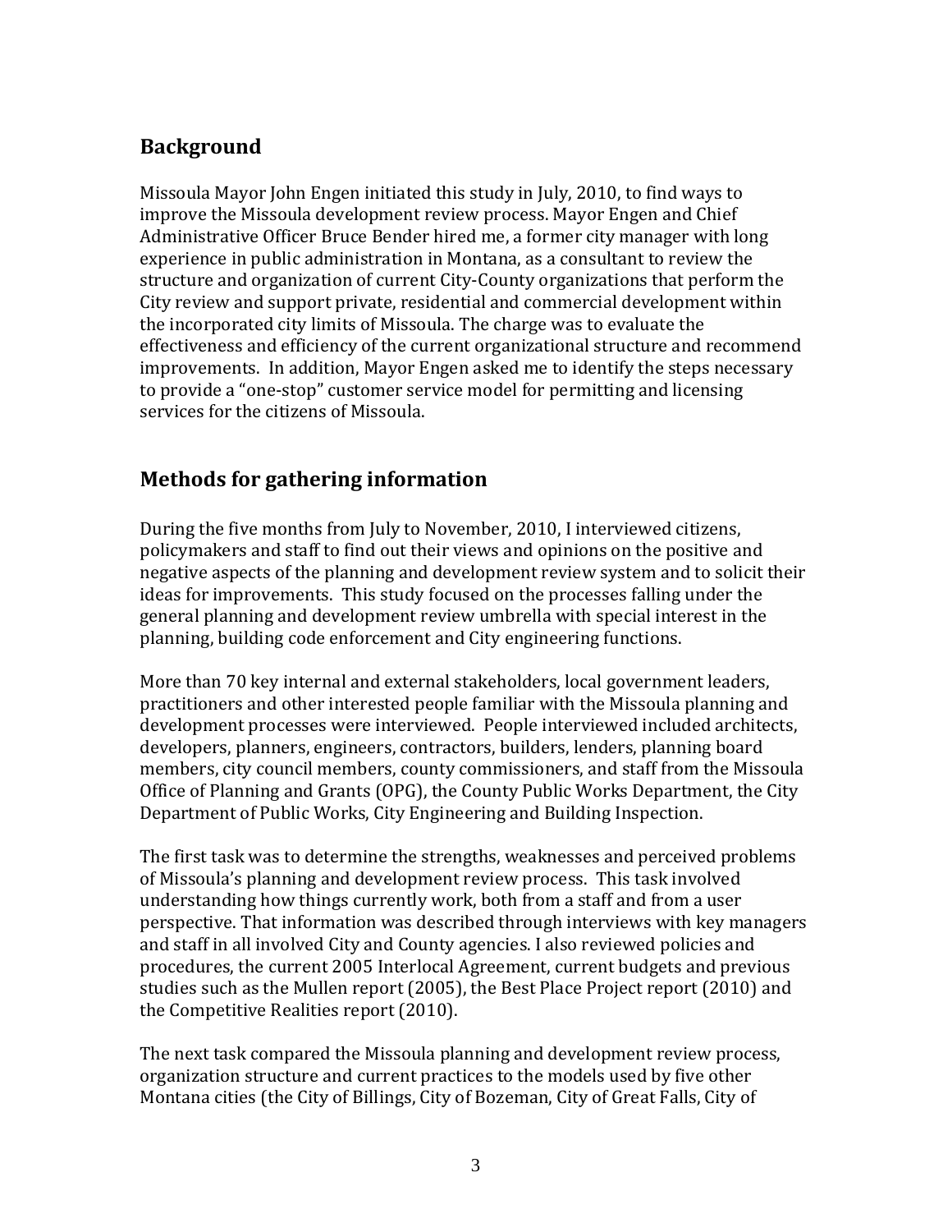## Background

Missoula Mayor John Engen initiated this study in July, 2010, to find ways to improve the Missoula development review process. Mayor Engen and Chief Administrative Officer Bruce Bender hired me, a former city manager with long experience in public administration in Montana, as a consultant to review the structure and organization of current City-County organizations that perform the City review and support private, residential and commercial development within the incorporated city limits of Missoula. The charge was to evaluate the effectiveness and efficiency of the current organizational structure and recommend improvements. In addition, Mayor Engen asked me to identify the steps necessary to provide a "one-stop" customer service model for permitting and licensing services for the citizens of Missoula.

## Methods for gathering information

During the five months from July to November, 2010, I interviewed citizens, policymakers and staff to find out their views and opinions on the positive and negative aspects of the planning and development review system and to solicit their ideas for improvements. This study focused on the processes falling under the general planning and development review umbrella with special interest in the planning, building code enforcement and City engineering functions.

More than 70 key internal and external stakeholders, local government leaders, practitioners and other interested people familiar with the Missoula planning and development processes were interviewed. People interviewed included architects, developers, planners, engineers, contractors, builders, lenders, planning board members, city council members, county commissioners, and staff from the Missoula Office of Planning and Grants (OPG), the County Public Works Department, the City Department of Public Works, City Engineering and Building Inspection.

The first task was to determine the strengths, weaknesses and perceived problems of Missoula's planning and development review process. This task involved understanding how things currently work, both from a staff and from a user perspective. That information was described through interviews with key managers and staff in all involved City and County agencies. I also reviewed policies and procedures, the current 2005 Interlocal Agreement, current budgets and previous studies such as the Mullen report (2005), the Best Place Project report (2010) and the Competitive Realities report (2010).

The next task compared the Missoula planning and development review process, organization structure and current practices to the models used by five other Montana cities (the City of Billings, City of Bozeman, City of Great Falls, City of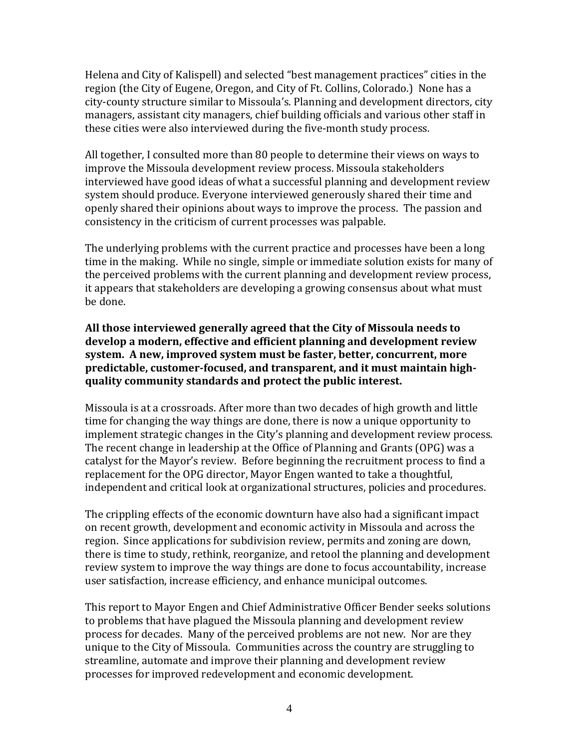Helena and City of Kalispell) and selected "best management practices" cities in the region (the City of Eugene, Oregon, and City of Ft. Collins, Colorado.) None has a city-county structure similar to Missoula's. Planning and development directors, city managers, assistant city managers, chief building officials and various other staff in these cities were also interviewed during the five-month study process.

All together, I consulted more than 80 people to determine their views on ways to improve the Missoula development review process. Missoula stakeholders interviewed have good ideas of what a successful planning and development review system should produce. Everyone interviewed generously shared their time and openly shared their opinions about ways to improve the process. The passion and consistency in the criticism of current processes was palpable.

The underlying problems with the current practice and processes have been a long time in the making. While no single, simple or immediate solution exists for many of the perceived problems with the current planning and development review process, it appears that stakeholders are developing a growing consensus about what must be done.

**All those interviewed generally agreed that the City of Missoula needs to develop a modern, effective and efficient planning and development review system. A new, improved system must be faster, better, concurrent, more predictable, customer-focused, and transparent, and it must maintain high-quality community standards and protect the public interest.**

Missoula is at a crossroads. After more than two decades of high growth and little time for changing the way things are done, there is now a unique opportunity to implement strategic changes in the City's planning and development review process. The recent change in leadership at the Office of Planning and Grants (OPG) was a catalyst for the Mayor's review. Before beginning the recruitment process to find a replacement for the OPG director, Mayor Engen wanted to take a thoughtful, independent and critical look at organizational structures, policies and procedures.

The crippling effects of the economic downturn have also had a significant impact on recent growth, development and economic activity in Missoula and across the region. Since applications for subdivision review, permits and zoning are down, there is time to study, rethink, reorganize, and retool the planning and development review system to improve the way things are done to focus accountability, increase user satisfaction, increase efficiency, and enhance municipal outcomes.

This report to Mayor Engen and Chief Administrative Officer Bender seeks solutions to problems that have plagued the Missoula planning and development review process for decades. Many of the perceived problems are not new. Nor are they unique to the City of Missoula. Communities across the country are struggling to streamline, automate and improve their planning and development review processes for improved redevelopment and economic development.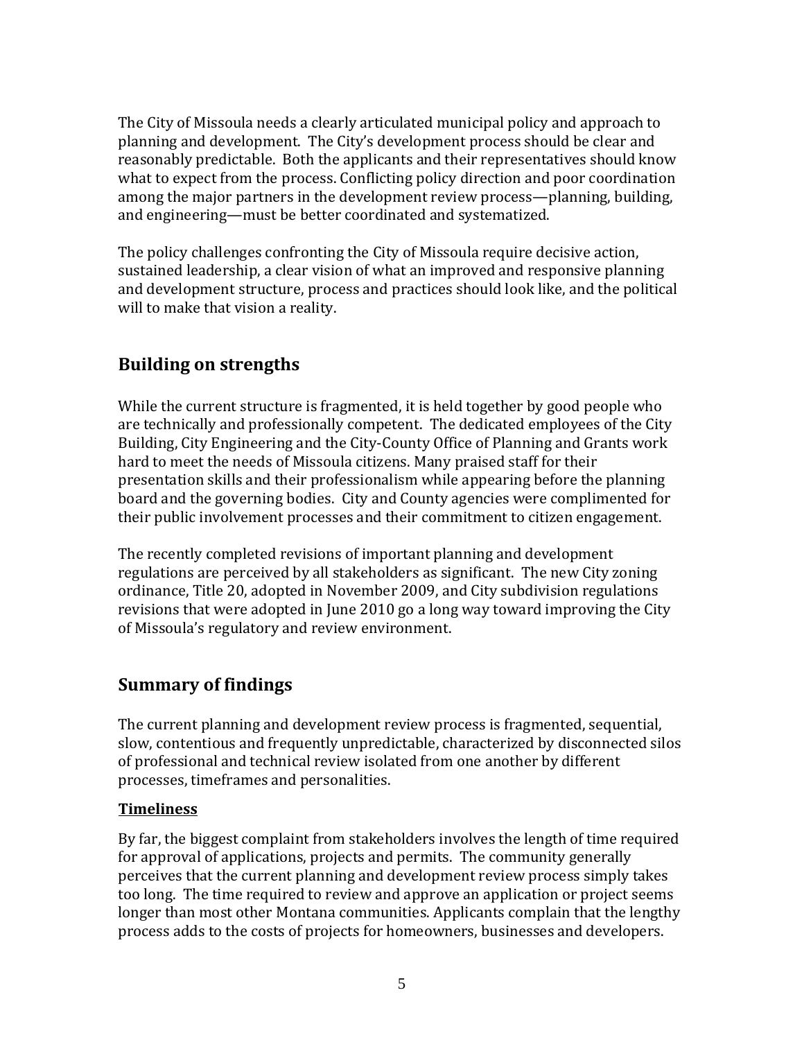The City of Missoula needs a clearly articulated municipal policy and approach to planning and development. The City's development process should be clear and reasonably predictable. Both the applicants and their representatives should know what to expect from the process. Conflicting policy direction and poor coordination among the major partners in the development review process—planning, building, and engineering—must be better coordinated and systematized.

The policy challenges confronting the City of Missoula require decisive action, sustained leadership, a clear vision of what an improved and responsive planning and development structure, process and practices should look like, and the political will to make that vision a reality.

## Building on strengths

While the current structure is fragmented, it is held together by good people who are technically and professionally competent. The dedicated employees of the City Building, City Engineering and the City-County Office of Planning and Grants work hard to meet the needs of Missoula citizens. Many praised staff for their presentation skills and their professionalism while appearing before the planning board and the governing bodies. City and County agencies were complimented for their public involvement processes and their commitment to citizen engagement.

The recently completed revisions of important planning and development regulations are perceived by all stakeholders as significant. The new City zoning ordinance, Title 20, adopted in November 2009, and City subdivision regulations revisions that were adopted in June 2010 go a long way toward improving the City of Missoula's regulatory and review environment.

## Summary of findings

The current planning and development review process is fragmented, sequential, slow, contentious and frequently unpredictable, characterized by disconnected silos of professional and technical review isolated from one another by different processes, timeframes and personalities.

### <u>Timeliness</u>

By far, the biggest complaint from stakeholders involves the length of time required for approval of applications, projects and permits. The community generally perceives that the current planning and development review process simply takes too long. The time required to review and approve an application or project seems longer than most other Montana communities. Applicants complain that the lengthy process adds to the costs of projects for homeowners, businesses and developers.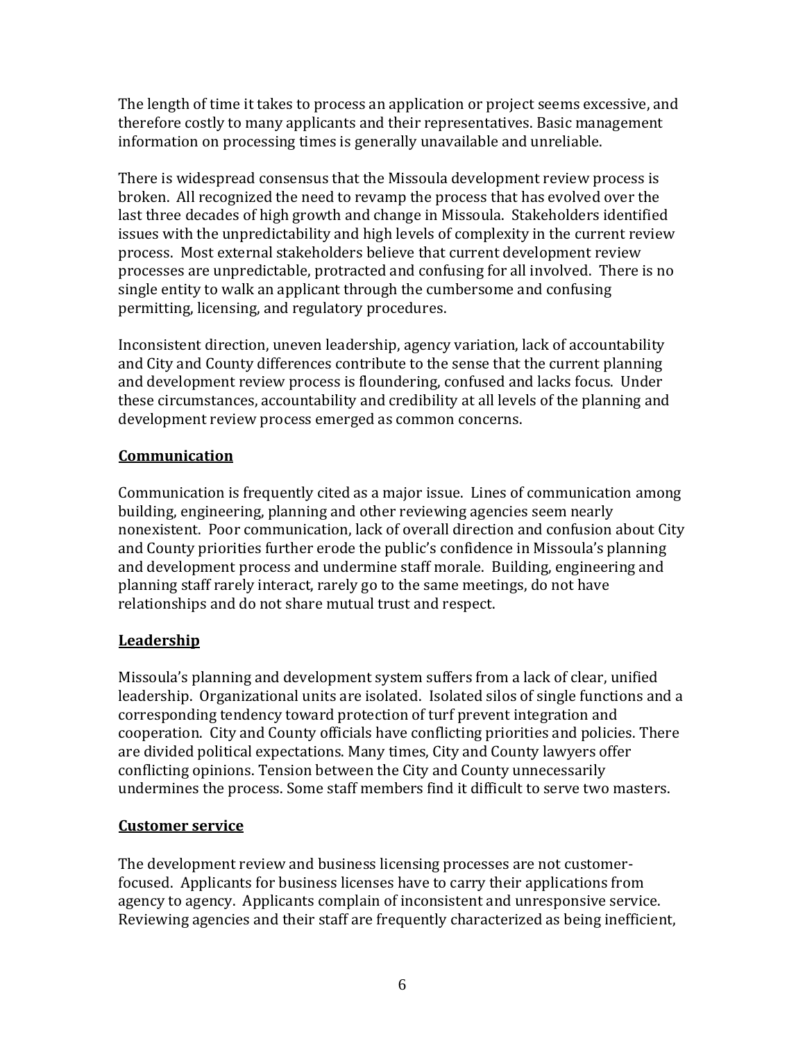The length of time it takes to process an application or project seems excessive, and therefore costly to many applicants and their representatives. Basic management information on processing times is generally unavailable and unreliable.

There is widespread consensus that the Missoula development review process is broken. All recognized the need to revamp the process that has evolved over the last three decades of high growth and change in Missoula. Stakeholders identified issues with the unpredictability and high levels of complexity in the current review process. Most external stakeholders believe that current development review processes are unpredictable, protracted and confusing for all involved. There is no single entity to walk an applicant through the cumbersome and confusing permitting, licensing, and regulatory procedures.

Inconsistent direction, uneven leadership, agency variation, lack of accountability and City and County differences contribute to the sense that the current planning and development review process is floundering, confused and lacks focus. Under these circumstances, accountability and credibility at all levels of the planning and development review process emerged as common concerns.

**Communication**

Communication is frequently cited as a major issue. Lines of communication among building, engineering, planning and other reviewing agencies seem nearly nonexistent. Poor communication, lack of overall direction and confusion about City and County priorities further erode the public's confidence in Missoula's planning and development process and undermine staff morale. Building, engineering and planning staff rarely interact, rarely go to the same meetings, do not have relationships and do not share mutual trust and respect.

**Leadership**

Missoula's planning and development system suffers from a lack of clear, unified leadership. Organizational units are isolated. Isolated silos of single functions and a corresponding tendency toward protection of turf prevent integration and cooperation. City and County officials have conflicting priorities and policies. There are divided political expectations. Many times, City and County lawyers offer conflicting opinions. Tension between the City and County unnecessarily undermines the process. Some staff members find it difficult to serve two masters.

**Customer service**

The development review and business licensing processes are not customer-focused. Applicants for business licenses have to carry their applications from agency to agency. Applicants complain of inconsistent and unresponsive service. Reviewing agencies and their staff are frequently characterized as being inefficient,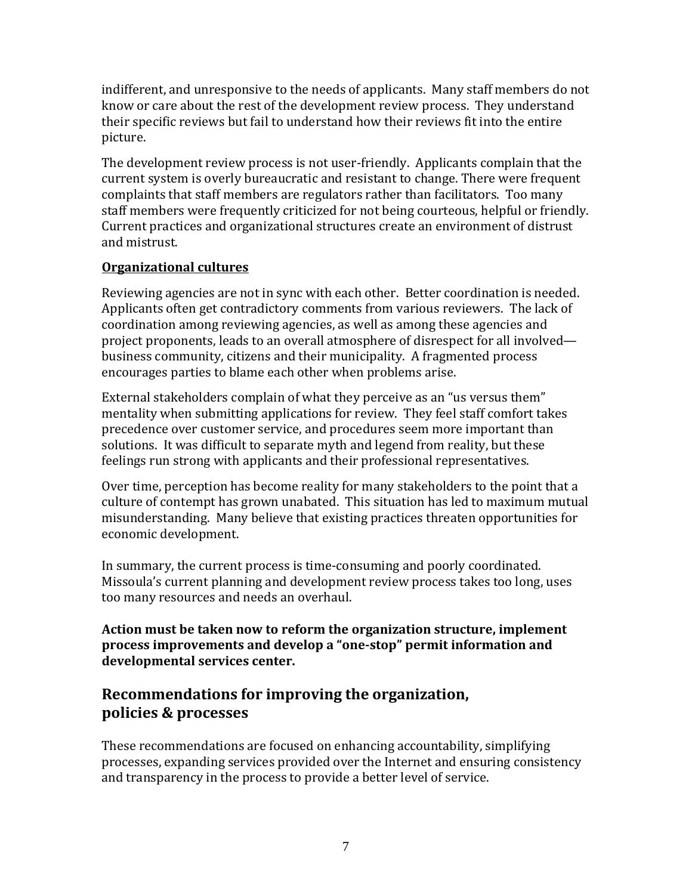indifferent, and unresponsive to the needs of applicants. Many staff members do not know or care about the rest of the development review process. They understand their specific reviews but fail to understand how their reviews fit into the entire picture.

The development review process is not user-friendly. Applicants complain that the current system is overly bureaucratic and resistant to change. There were frequent complaints that staff members are regulators rather than facilitators. Too many staff members were frequently criticized for not being courteous, helpful or friendly. Current practices and organizational structures create an environment of distrust and mistrust.

**Organizational cultures**

Reviewing agencies are not in sync with each other. Better coordination is needed. Applicants often get contradictory comments from various reviewers. The lack of coordination among reviewing agencies, as well as among these agencies and project proponents, leads to an overall atmosphere of disrespect for all involved—business community, citizens and their municipality. A fragmented process encourages parties to blame each other when problems arise.

External stakeholders complain of what they perceive as an "us versus them" mentality when submitting applications for review. They feel staff comfort takes precedence over customer service, and procedures seem more important than solutions. It was difficult to separate myth and legend from reality, but these feelings run strong with applicants and their professional representatives.

Over time, perception has become reality for many stakeholders to the point that a culture of contempt has grown unabated. This situation has led to maximum mutual misunderstanding. Many believe that existing practices threaten opportunities for economic development.

In summary, the current process is time-consuming and poorly coordinated. Missoula's current planning and development review process takes too long, uses too many resources and needs an overhaul.

**Action must be taken now to reform the organization structure, implement process improvements and develop a "one-stop" permit information and developmental services center.**

## Recommendations for improving the organization, policies & processes

These recommendations are focused on enhancing accountability, simplifying processes, expanding services provided over the Internet and ensuring consistency and transparency in the process to provide a better level of service.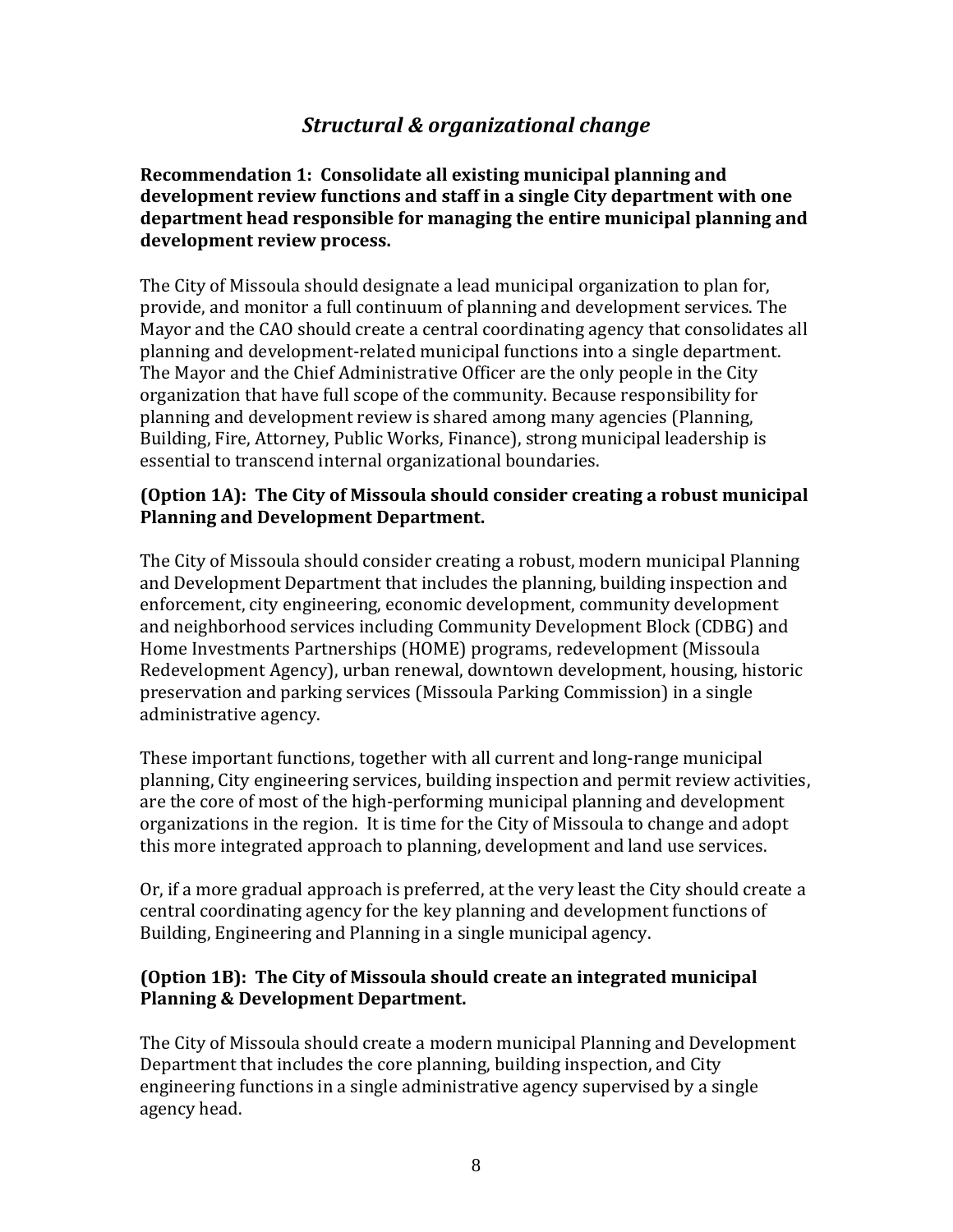## *Structural & organizational change*

**Recommendation 1: Consolidate all existing municipal planning and development review functions and staff in a single City department with one department head responsible for managing the entire municipal planning and development review process.**

The City of Missoula should designate a lead municipal organization to plan for, provide, and monitor a full continuum of planning and development services. The Mayor and the CAO should create a central coordinating agency that consolidates all planning and development-related municipal functions into a single department. The Mayor and the Chief Administrative Officer are the only people in the City organization that have full scope of the community. Because responsibility for planning and development review is shared among many agencies (Planning, Building, Fire, Attorney, Public Works, Finance), strong municipal leadership is essential to transcend internal organizational boundaries.

**(Option 1A): The City of Missoula should consider creating a robust municipal Planning and Development Department.**

The City of Missoula should consider creating a robust, modern municipal Planning and Development Department that includes the planning, building inspection and enforcement, city engineering, economic development, community development and neighborhood services including Community Development Block (CDBG) and Home Investments Partnerships (HOME) programs, redevelopment (Missoula Redevelopment Agency), urban renewal, downtown development, housing, historic preservation and parking services (Missoula Parking Commission) in a single administrative agency.

These important functions, together with all current and long-range municipal planning, City engineering services, building inspection and permit review activities, are the core of most of the high-performing municipal planning and development organizations in the region. It is time for the City of Missoula to change and adopt this more integrated approach to planning, development and land use services.

Or, if a more gradual approach is preferred, at the very least the City should create a central coordinating agency for the key planning and development functions of Building, Engineering and Planning in a single municipal agency.

**(Option 1B): The City of Missoula should create an integrated municipal Planning & Development Department.**

The City of Missoula should create a modern municipal Planning and Development Department that includes the core planning, building inspection, and City engineering functions in a single administrative agency supervised by a single agency head.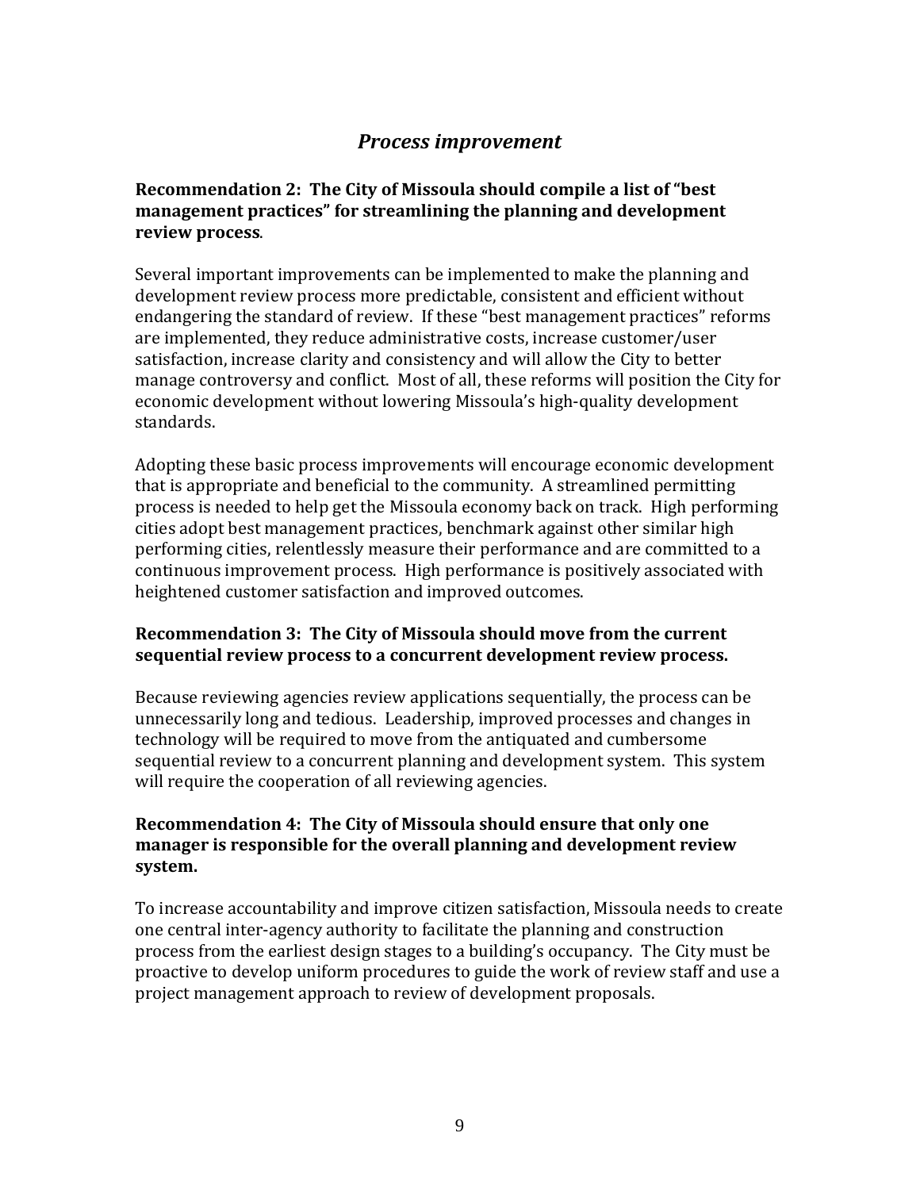## *Process improvement*

**Recommendation 2: The City of Missoula should compile a list of "best management practices" for streamlining the planning and development review process**.

Several important improvements can be implemented to make the planning and development review process more predictable, consistent and efficient without endangering the standard of review. If these "best management practices" reforms are implemented, they reduce administrative costs, increase customer/user satisfaction, increase clarity and consistency and will allow the City to better manage controversy and conflict. Most of all, these reforms will position the City for economic development without lowering Missoula's high-quality development standards.

Adopting these basic process improvements will encourage economic development that is appropriate and beneficial to the community. A streamlined permitting process is needed to help get the Missoula economy back on track. High performing cities adopt best management practices, benchmark against other similar high performing cities, relentlessly measure their performance and are committed to a continuous improvement process. High performance is positively associated with heightened customer satisfaction and improved outcomes.

**Recommendation 3: The City of Missoula should move from the current sequential review process to a concurrent development review process.**

Because reviewing agencies review applications sequentially, the process can be unnecessarily long and tedious. Leadership, improved processes and changes in technology will be required to move from the antiquated and cumbersome sequential review to a concurrent planning and development system. This system will require the cooperation of all reviewing agencies.

**Recommendation 4: The City of Missoula should ensure that only one manager is responsible for the overall planning and development review system.**

To increase accountability and improve citizen satisfaction, Missoula needs to create one central inter-agency authority to facilitate the planning and construction process from the earliest design stages to a building's occupancy. The City must be proactive to develop uniform procedures to guide the work of review staff and use a project management approach to review of development proposals.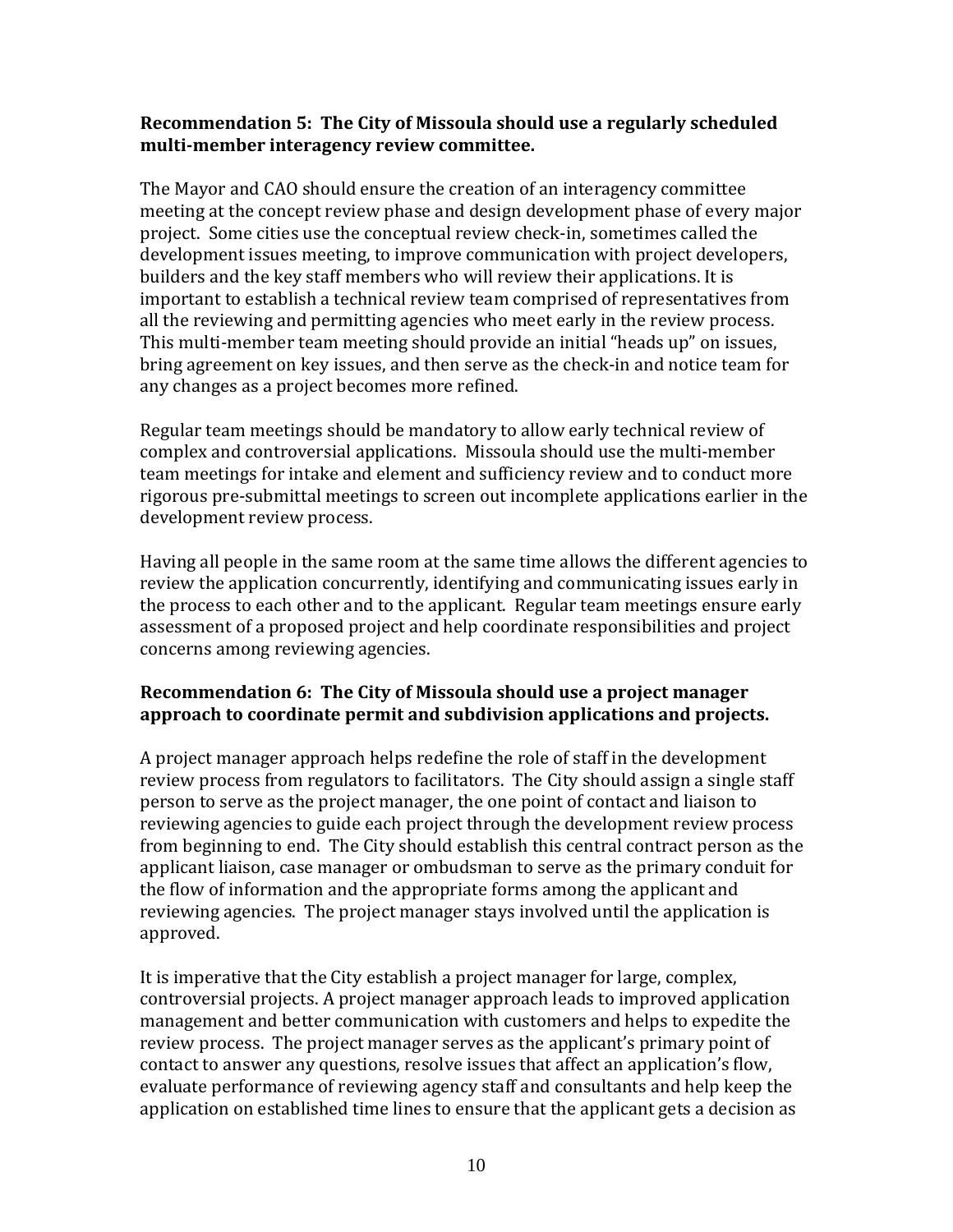**Recommendation 5: The City of Missoula should use a regularly scheduled multi-member interagency review committee.**

The Mayor and CAO should ensure the creation of an interagency committee meeting at the concept review phase and design development phase of every major project. Some cities use the conceptual review check-in, sometimes called the development issues meeting, to improve communication with project developers, builders and the key staff members who will review their applications. It is important to establish a technical review team comprised of representatives from all the reviewing and permitting agencies who meet early in the review process. This multi-member team meeting should provide an initial "heads up" on issues, bring agreement on key issues, and then serve as the check-in and notice team for any changes as a project becomes more refined.

Regular team meetings should be mandatory to allow early technical review of complex and controversial applications. Missoula should use the multi-member team meetings for intake and element and sufficiency review and to conduct more rigorous pre-submittal meetings to screen out incomplete applications earlier in the development review process.

Having all people in the same room at the same time allows the different agencies to review the application concurrently, identifying and communicating issues early in the process to each other and to the applicant. Regular team meetings ensure early assessment of a proposed project and help coordinate responsibilities and project concerns among reviewing agencies.

**Recommendation 6: The City of Missoula should use a project manager approach to coordinate permit and subdivision applications and projects.**

A project manager approach helps redefine the role of staff in the development review process from regulators to facilitators. The City should assign a single staff person to serve as the project manager, the one point of contact and liaison to reviewing agencies to guide each project through the development review process from beginning to end. The City should establish this central contract person as the applicant liaison, case manager or ombudsman to serve as the primary conduit for the flow of information and the appropriate forms among the applicant and reviewing agencies. The project manager stays involved until the application is approved.

It is imperative that the City establish a project manager for large, complex, controversial projects. A project manager approach leads to improved application management and better communication with customers and helps to expedite the review process. The project manager serves as the applicant's primary point of contact to answer any questions, resolve issues that affect an application's flow, evaluate performance of reviewing agency staff and consultants and help keep the application on established time lines to ensure that the applicant gets a decision as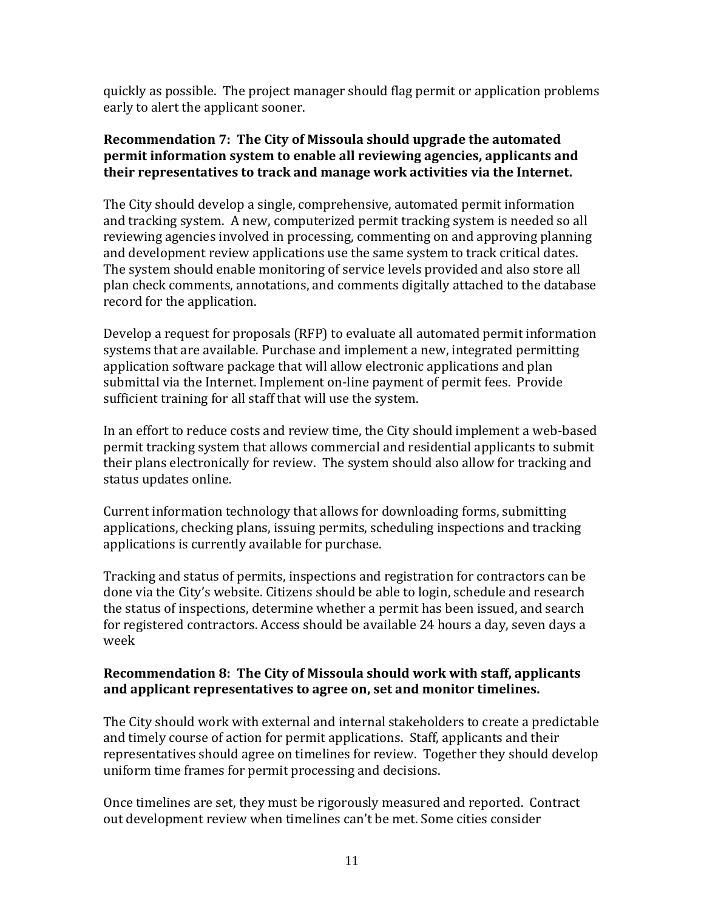quickly as possible. The project manager should flag permit or application problems early to alert the applicant sooner.

**Recommendation 7: The City of Missoula should upgrade the automated permit information system to enable all reviewing agencies, applicants and their representatives to track and manage work activities via the Internet.**

The City should develop a single, comprehensive, automated permit information and tracking system. A new, computerized permit tracking system is needed so all reviewing agencies involved in processing, commenting on and approving planning and development review applications use the same system to track critical dates. The system should enable monitoring of service levels provided and also store all plan check comments, annotations, and comments digitally attached to the database record for the application.

Develop a request for proposals (RFP) to evaluate all automated permit information systems that are available. Purchase and implement a new, integrated permitting application software package that will allow electronic applications and plan submittal via the Internet. Implement on-line payment of permit fees. Provide sufficient training for all staff that will use the system.

In an effort to reduce costs and review time, the City should implement a web-based permit tracking system that allows commercial and residential applicants to submit their plans electronically for review. The system should also allow for tracking and status updates online.

Current information technology that allows for downloading forms, submitting applications, checking plans, issuing permits, scheduling inspections and tracking applications is currently available for purchase.

Tracking and status of permits, inspections and registration for contractors can be done via the City's website. Citizens should be able to login, schedule and research the status of inspections, determine whether a permit has been issued, and search for registered contractors. Access should be available 24 hours a day, seven days a week

**Recommendation 8: The City of Missoula should work with staff, applicants and applicant representatives to agree on, set and monitor timelines.**

The City should work with external and internal stakeholders to create a predictable and timely course of action for permit applications. Staff, applicants and their representatives should agree on timelines for review. Together they should develop uniform time frames for permit processing and decisions.

Once timelines are set, they must be rigorously measured and reported. Contract out development review when timelines can't be met. Some cities consider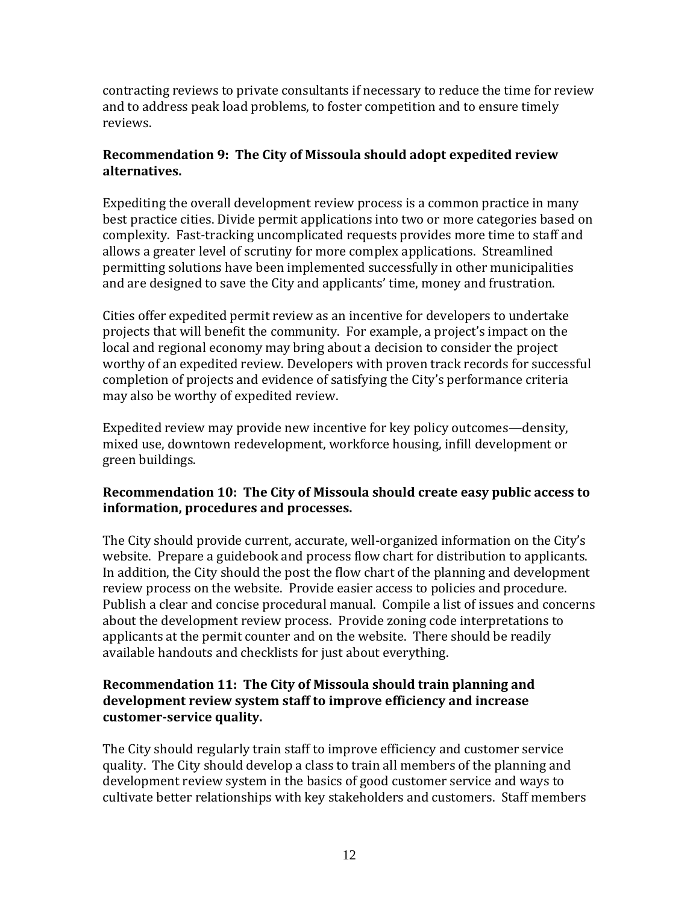contracting reviews to private consultants if necessary to reduce the time for review and to address peak load problems, to foster competition and to ensure timely reviews.

**Recommendation 9: The City of Missoula should adopt expedited review alternatives.**

Expediting the overall development review process is a common practice in many best practice cities. Divide permit applications into two or more categories based on complexity. Fast-tracking uncomplicated requests provides more time to staff and allows a greater level of scrutiny for more complex applications. Streamlined permitting solutions have been implemented successfully in other municipalities and are designed to save the City and applicants' time, money and frustration.

Cities offer expedited permit review as an incentive for developers to undertake projects that will benefit the community. For example, a project's impact on the local and regional economy may bring about a decision to consider the project worthy of an expedited review. Developers with proven track records for successful completion of projects and evidence of satisfying the City's performance criteria may also be worthy of expedited review.

Expedited review may provide new incentive for key policy outcomes—density, mixed use, downtown redevelopment, workforce housing, infill development or green buildings.

**Recommendation 10: The City of Missoula should create easy public access to information, procedures and processes.**

The City should provide current, accurate, well-organized information on the City's website. Prepare a guidebook and process flow chart for distribution to applicants. In addition, the City should the post the flow chart of the planning and development review process on the website. Provide easier access to policies and procedure. Publish a clear and concise procedural manual. Compile a list of issues and concerns about the development review process. Provide zoning code interpretations to applicants at the permit counter and on the website. There should be readily available handouts and checklists for just about everything.

**Recommendation 11: The City of Missoula should train planning and development review system staff to improve efficiency and increase customer-service quality.**

The City should regularly train staff to improve efficiency and customer service quality. The City should develop a class to train all members of the planning and development review system in the basics of good customer service and ways to cultivate better relationships with key stakeholders and customers. Staff members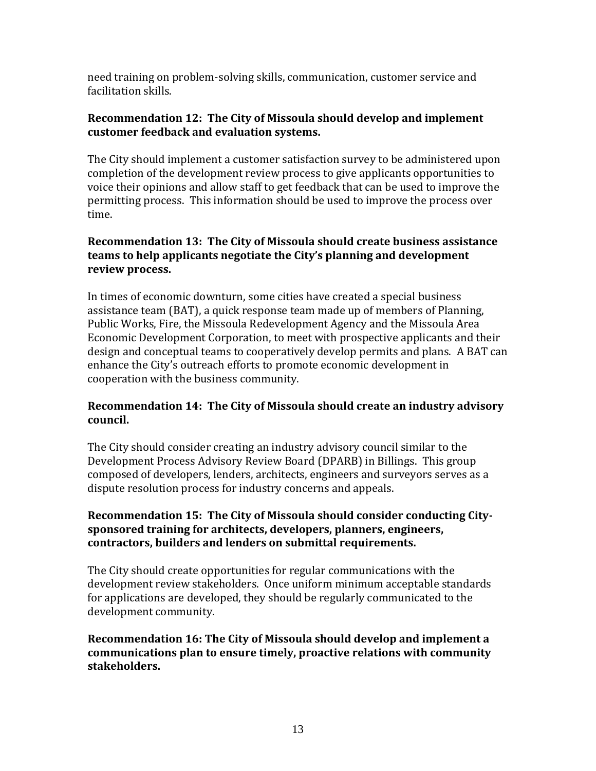need training on problem-solving skills, communication, customer service and facilitation skills.

**Recommendation 12: The City of Missoula should develop and implement customer feedback and evaluation systems.**

The City should implement a customer satisfaction survey to be administered upon completion of the development review process to give applicants opportunities to voice their opinions and allow staff to get feedback that can be used to improve the permitting process. This information should be used to improve the process over time.

**Recommendation 13: The City of Missoula should create business assistance teams to help applicants negotiate the City's planning and development review process.**

In times of economic downturn, some cities have created a special business assistance team (BAT), a quick response team made up of members of Planning, Public Works, Fire, the Missoula Redevelopment Agency and the Missoula Area Economic Development Corporation, to meet with prospective applicants and their design and conceptual teams to cooperatively develop permits and plans. A BAT can enhance the City's outreach efforts to promote economic development in cooperation with the business community.

**Recommendation 14: The City of Missoula should create an industry advisory council.**

The City should consider creating an industry advisory council similar to the Development Process Advisory Review Board (DPARB) in Billings. This group composed of developers, lenders, architects, engineers and surveyors serves as a dispute resolution process for industry concerns and appeals.

**Recommendation 15: The City of Missoula should consider conducting City-sponsored training for architects, developers, planners, engineers, contractors, builders and lenders on submittal requirements.**

The City should create opportunities for regular communications with the development review stakeholders. Once uniform minimum acceptable standards for applications are developed, they should be regularly communicated to the development community.

**Recommendation 16: The City of Missoula should develop and implement a communications plan to ensure timely, proactive relations with community stakeholders.**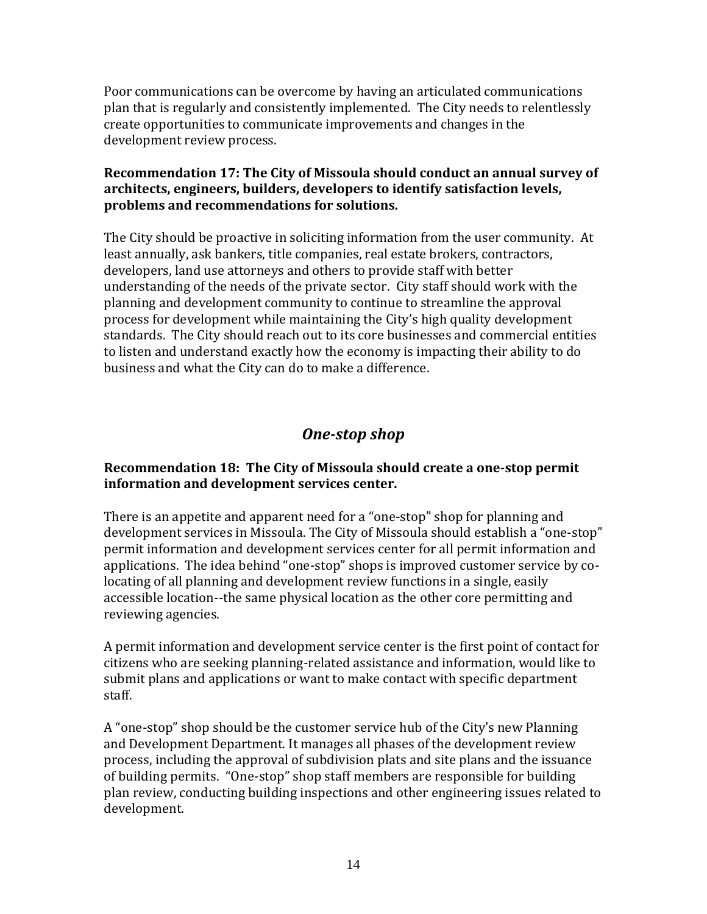Poor communications can be overcome by having an articulated communications plan that is regularly and consistently implemented. The City needs to relentlessly create opportunities to communicate improvements and changes in the development review process.

**Recommendation 17: The City of Missoula should conduct an annual survey of architects, engineers, builders, developers to identify satisfaction levels, problems and recommendations for solutions.**

The City should be proactive in soliciting information from the user community. At least annually, ask bankers, title companies, real estate brokers, contractors, developers, land use attorneys and others to provide staff with better understanding of the needs of the private sector. City staff should work with the planning and development community to continue to streamline the approval process for development while maintaining the City's high quality development standards. The City should reach out to its core businesses and commercial entities to listen and understand exactly how the economy is impacting their ability to do business and what the City can do to make a difference.

## *One-stop shop*

**Recommendation 18: The City of Missoula should create a one-stop permit information and development services center.**

There is an appetite and apparent need for a "one-stop" shop for planning and development services in Missoula. The City of Missoula should establish a "one-stop" permit information and development services center for all permit information and applications. The idea behind "one-stop" shops is improved customer service by co-locating of all planning and development review functions in a single, easily accessible location--the same physical location as the other core permitting and reviewing agencies.

A permit information and development service center is the first point of contact for citizens who are seeking planning-related assistance and information, would like to submit plans and applications or want to make contact with specific department staff.

A "one-stop" shop should be the customer service hub of the City's new Planning and Development Department. It manages all phases of the development review process, including the approval of subdivision plats and site plans and the issuance of building permits. "One-stop" shop staff members are responsible for building plan review, conducting building inspections and other engineering issues related to development.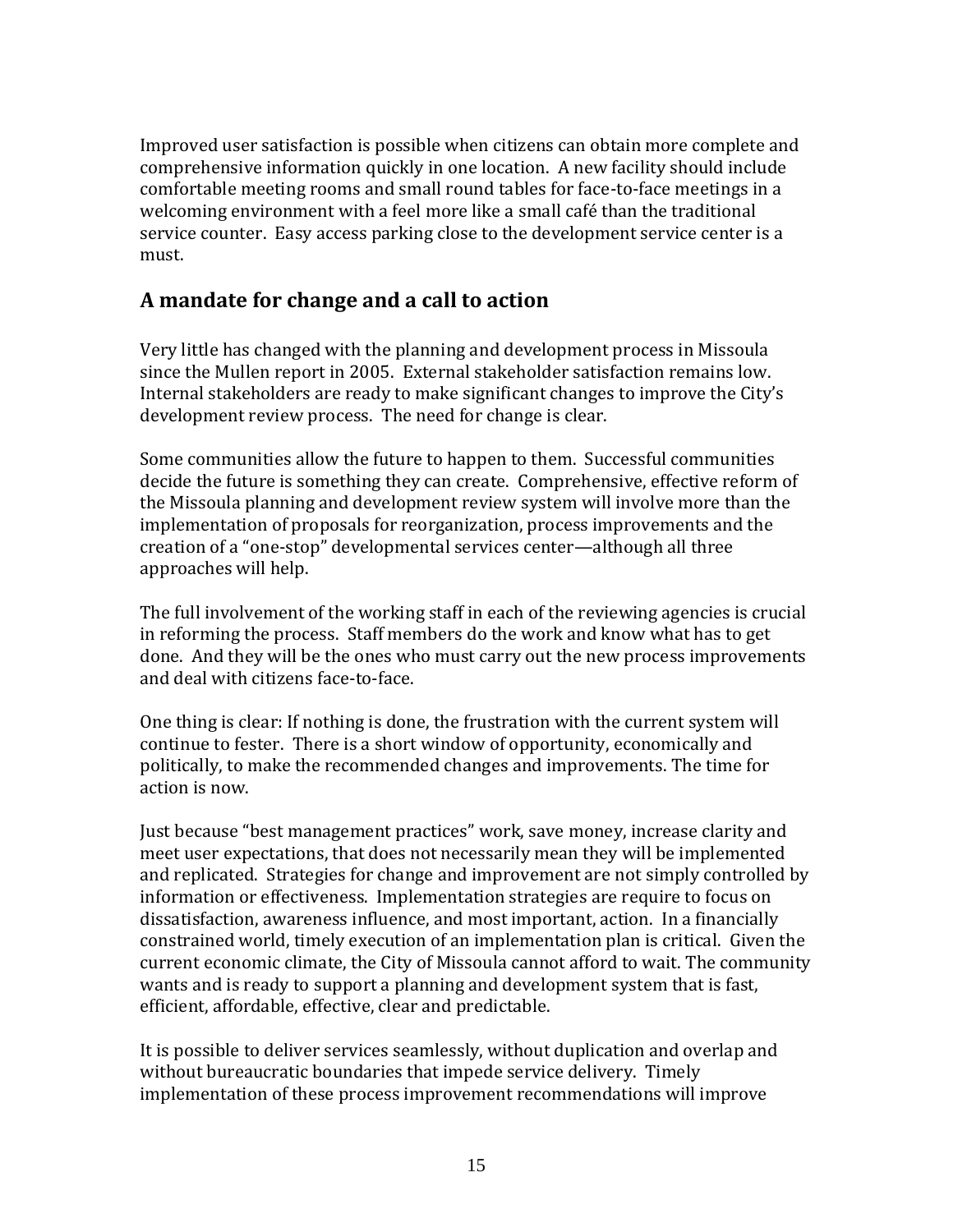Improved user satisfaction is possible when citizens can obtain more complete and comprehensive information quickly in one location. A new facility should include comfortable meeting rooms and small round tables for face-to-face meetings in a welcoming environment with a feel more like a small café than the traditional service counter. Easy access parking close to the development service center is a must.

## A mandate for change and a call to action

Very little has changed with the planning and development process in Missoula since the Mullen report in 2005. External stakeholder satisfaction remains low. Internal stakeholders are ready to make significant changes to improve the City's development review process. The need for change is clear.

Some communities allow the future to happen to them. Successful communities decide the future is something they can create. Comprehensive, effective reform of the Missoula planning and development review system will involve more than the implementation of proposals for reorganization, process improvements and the creation of a "one-stop" developmental services center—although all three approaches will help.

The full involvement of the working staff in each of the reviewing agencies is crucial in reforming the process. Staff members do the work and know what has to get done. And they will be the ones who must carry out the new process improvements and deal with citizens face-to-face.

One thing is clear: If nothing is done, the frustration with the current system will continue to fester. There is a short window of opportunity, economically and politically, to make the recommended changes and improvements. The time for action is now.

Just because "best management practices" work, save money, increase clarity and meet user expectations, that does not necessarily mean they will be implemented and replicated. Strategies for change and improvement are not simply controlled by information or effectiveness. Implementation strategies are require to focus on dissatisfaction, awareness influence, and most important, action. In a financially constrained world, timely execution of an implementation plan is critical. Given the current economic climate, the City of Missoula cannot afford to wait. The community wants and is ready to support a planning and development system that is fast, efficient, affordable, effective, clear and predictable.

It is possible to deliver services seamlessly, without duplication and overlap and without bureaucratic boundaries that impede service delivery. Timely implementation of these process improvement recommendations will improve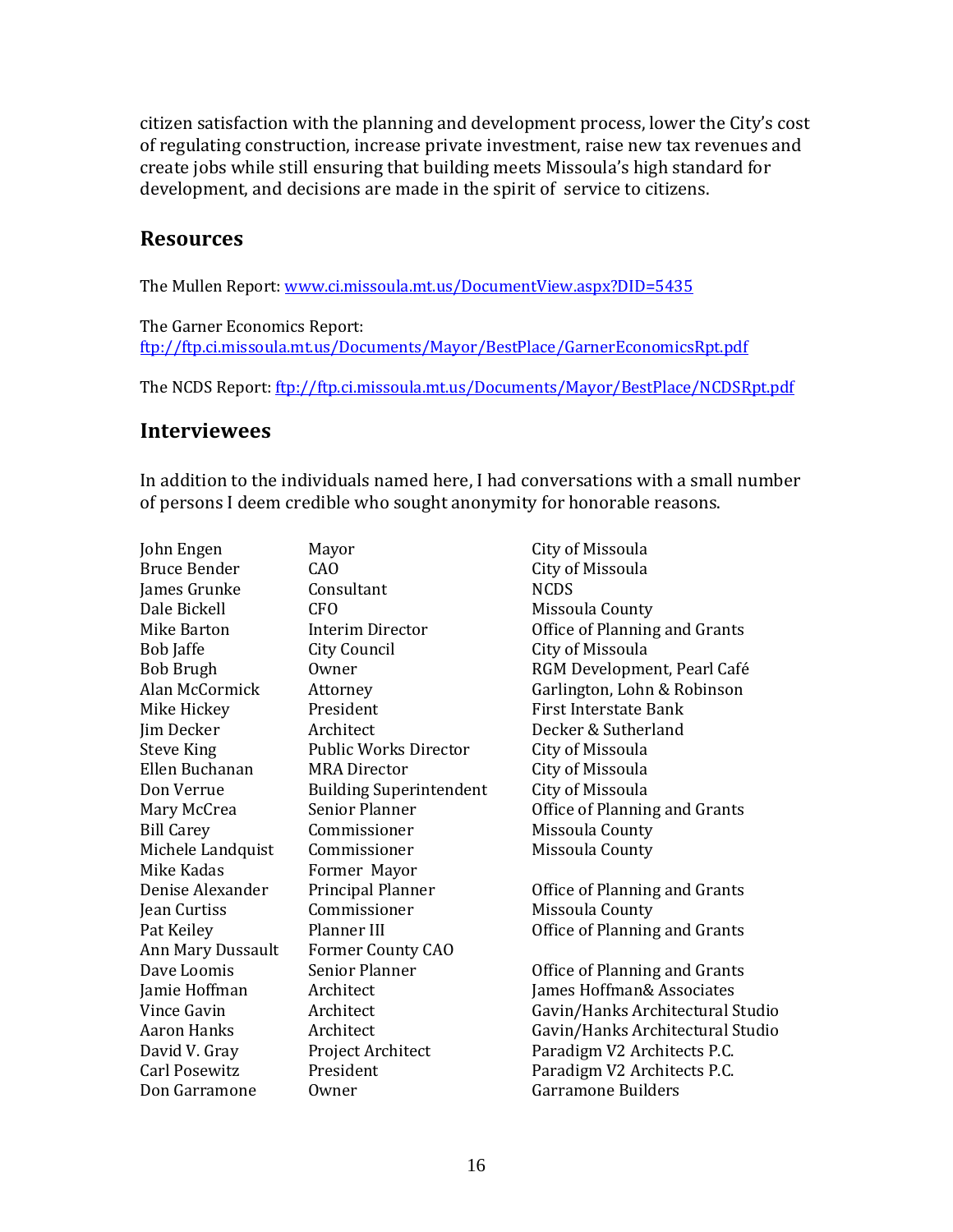citizen satisfaction with the planning and development process, lower the City's cost of regulating construction, increase private investment, raise new tax revenues and create jobs while still ensuring that building meets Missoula's high standard for development, and decisions are made in the spirit of service to citizens.

## Resources

The Mullen Report: [www.ci.missoula.mt.us/DocumentView.aspx?DID=5435](www.ci.missoula.mt.us/DocumentView.aspx?DID=5435)

The Garner Economics Report:
[ftp://ftp.ci.missoula.mt.us/Documents/Mayor/BestPlace/GarnerEconomicsRpt.pdf](ftp://ftp.ci.missoula.mt.us/Documents/Mayor/BestPlace/GarnerEconomicsRpt.pdf)

The NCDS Report: [ftp://ftp.ci.missoula.mt.us/Documents/Mayor/BestPlace/NCDSRpt.pdf](ftp://ftp.ci.missoula.mt.us/Documents/Mayor/BestPlace/NCDSRpt.pdf)

## Interviewees

In addition to the individuals named here, I had conversations with a small number of persons I deem credible who sought anonymity for honorable reasons.

| | | |
|---|---|---|
| John Engen | Mayor | City of Missoula |
| Bruce Bender | CAO | City of Missoula |
| James Grunke | Consultant | NCDS |
| Dale Bickell | CFO | Missoula County |
| Mike Barton | Interim Director | Office of Planning and Grants |
| Bob Jaffe | City Council | City of Missoula |
| Bob Brugh | Owner | RGM Development, Pearl Café |
| Alan McCormick | Attorney | Garlington, Lohn & Robinson |
| Mike Hickey | President | First Interstate Bank |
| Jim Decker | Architect | Decker & Sutherland |
| Steve King | Public Works Director | City of Missoula |
| Ellen Buchanan | MRA Director | City of Missoula |
| Don Verrue | Building Superintendent | City of Missoula |
| Mary McCrea | Senior Planner | Office of Planning and Grants |
| Bill Carey | Commissioner | Missoula County |
| Michele Landquist | Commissioner | Missoula County |
| Mike Kadas | Former Mayor | |
| Denise Alexander | Principal Planner | Office of Planning and Grants |
| Jean Curtiss | Commissioner | Missoula County |
| Pat Keiley | Planner III | Office of Planning and Grants |
| Ann Mary Dussault | Former County CAO | |
| Dave Loomis | Senior Planner | Office of Planning and Grants |
| Jamie Hoffman | Architect | James Hoffman& Associates |
| Vince Gavin | Architect | Gavin/Hanks Architectural Studio |
| Aaron Hanks | Architect | Gavin/Hanks Architectural Studio |
| David V. Gray | Project Architect | Paradigm V2 Architects P.C. |
| Carl Posewitz | President | Paradigm V2 Architects P.C. |
| Don Garramone | Owner | Garramone Builders |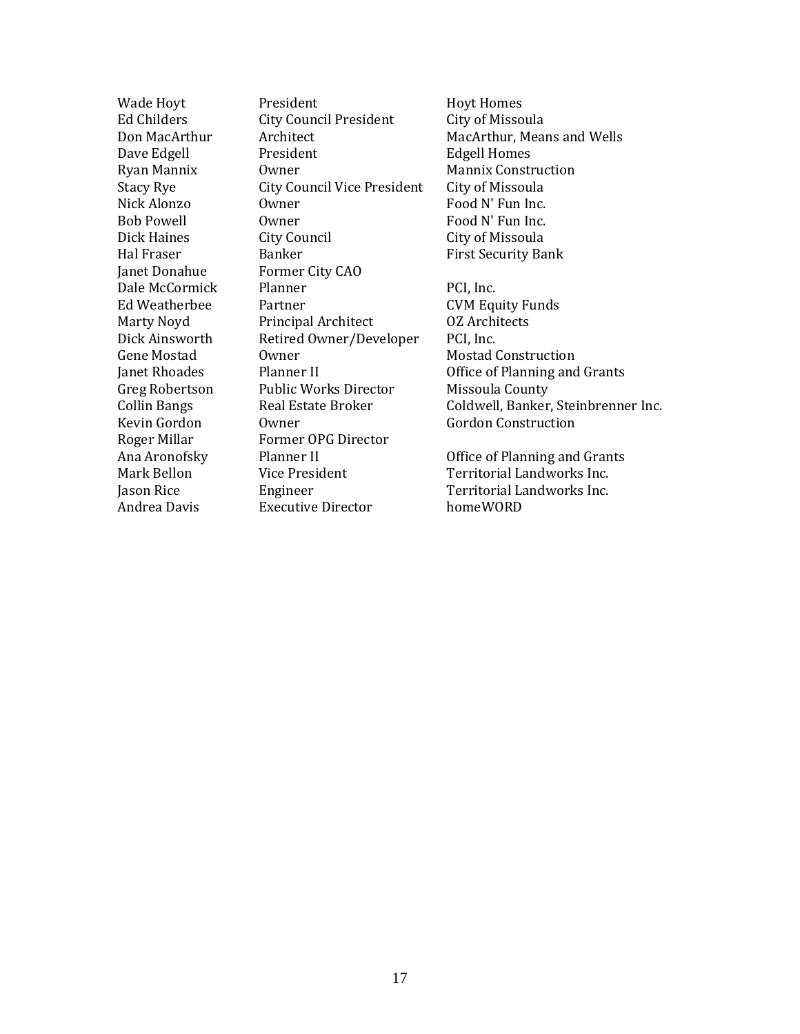| | | |
|---|---|---|
| Wade Hoyt | President | Hoyt Homes |
| Ed Childers | City Council President | City of Missoula |
| Don MacArthur | Architect | MacArthur, Means and Wells |
| Dave Edgell | President | Edgell Homes |
| Ryan Mannix | Owner | Mannix Construction |
| Stacy Rye | City Council Vice President | City of Missoula |
| Nick Alonzo | Owner | Food N' Fun Inc. |
| Bob Powell | Owner | Food N' Fun Inc. |
| Dick Haines | City Council | City of Missoula |
| Hal Fraser | Banker | First Security Bank |
| Janet Donahue | Former City CAO | |
| Dale McCormick | Planner | PCI, Inc. |
| Ed Weatherbee | Partner | CVM Equity Funds |
| Marty Noyd | Principal Architect | OZ Architects |
| Dick Ainsworth | Retired Owner/Developer | PCI, Inc. |
| Gene Mostad | Owner | Mostad Construction |
| Janet Rhoades | Planner II | Office of Planning and Grants |
| Greg Robertson | Public Works Director | Missoula County |
| Collin Bangs | Real Estate Broker | Coldwell, Banker, Steinbrenner Inc. |
| Kevin Gordon | Owner | Gordon Construction |
| Roger Millar | Former OPG Director | |
| Ana Aronofsky | Planner II | Office of Planning and Grants |
| Mark Bellon | Vice President | Territorial Landworks Inc. |
| Jason Rice | Engineer | Territorial Landworks Inc. |
| Andrea Davis | Executive Director | homeWORD |